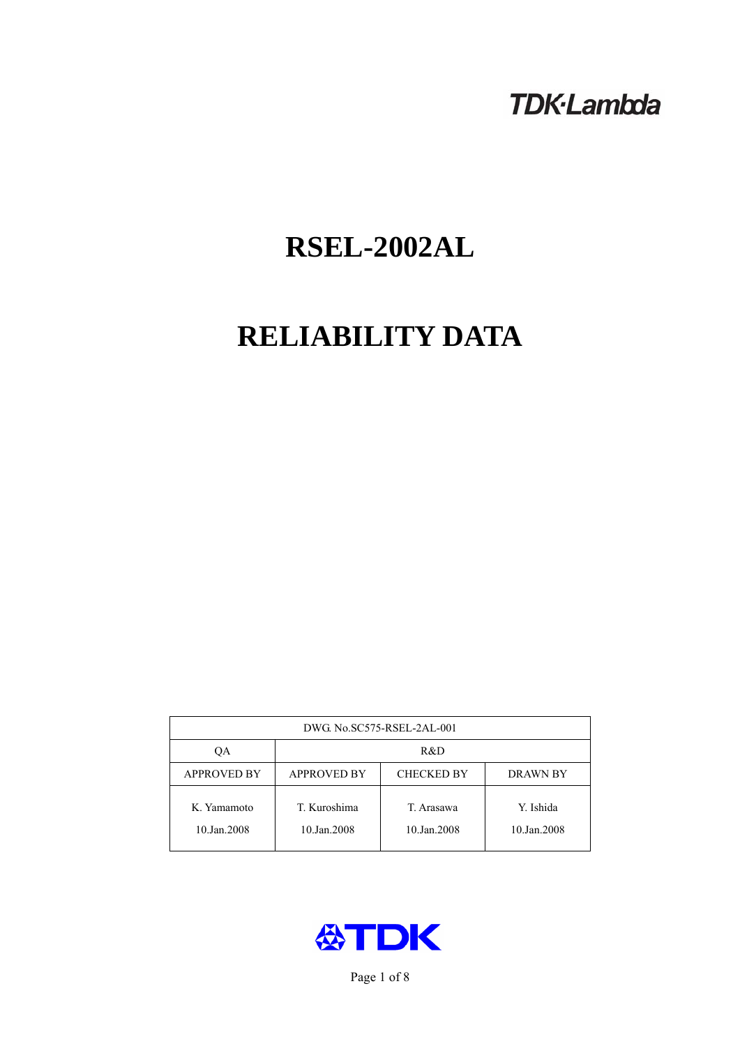TDK·Lambda

# RSEL-2002AL

# RELIABILITY DATA

| DWG. No.SC575-RSEL-2AL-001 | | | |
|---|---|---|---|
| QA | R&D | | |
| APPROVED BY | APPROVED BY | CHECKED BY | DRAWN BY |
| K. Yamamoto<br>10.Jan.2008 | T. Kuroshima<br>10.Jan.2008 | T. Arasawa<br>10.Jan.2008 | Y. Ishida<br>10.Jan.2008 |

TDK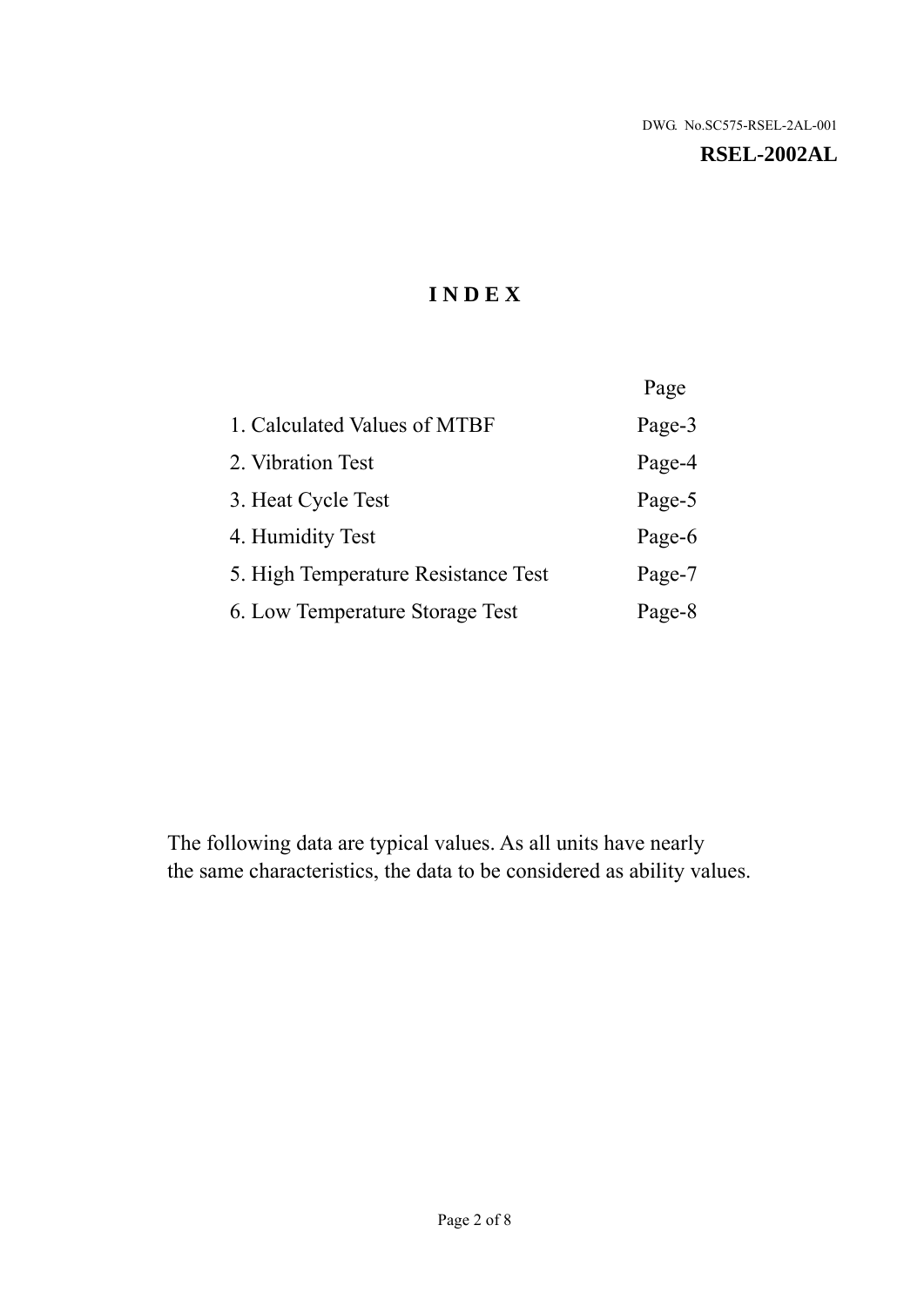DWG. No.SC575-RSEL-2AL-001

**RSEL-2002AL**

# I N D E X

| | Page |
|---|---|
| 1. Calculated Values of MTBF | Page-3 |
| 2. Vibration Test | Page-4 |
| 3. Heat Cycle Test | Page-5 |
| 4. Humidity Test | Page-6 |
| 5. High Temperature Resistance Test | Page-7 |
| 6. Low Temperature Storage Test | Page-8 |

The following data are typical values. As all units have nearly the same characteristics, the data to be considered as ability values.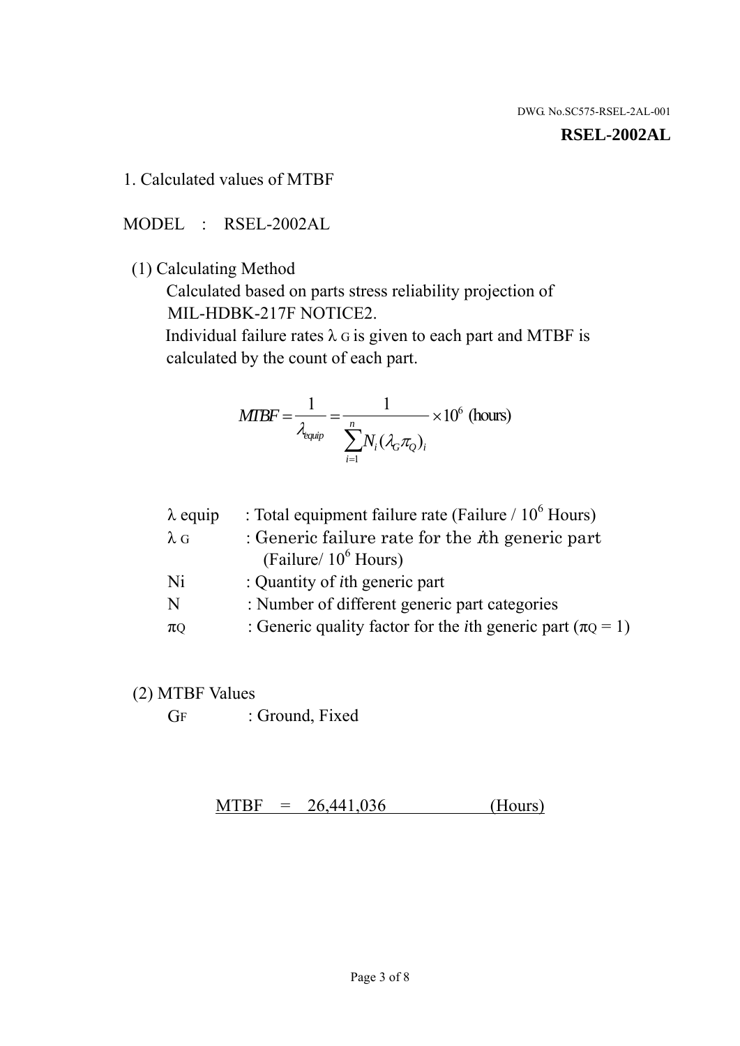DWG. No.SC575-RSEL-2AL-001

**RSEL-2002AL**

## 1. Calculated values of MTBF

MODEL : RSEL-2002AL

(1) Calculating Method

Calculated based on parts stress reliability projection of MIL-HDBK-217F NOTICE2.

Individual failure rates $\lambda_G$ is given to each part and MTBF is calculated by the count of each part.

$$MTBF = \frac{1}{\lambda_{equip}} = \frac{1}{\sum_{i=1}^{n} N_i (\lambda_G \pi_Q)_i} \times 10^6 \text{ (hours)}$$

| | |
|---|---|
| $\lambda$ equip | : Total equipment failure rate (Failure / $10^6$ Hours) |
| $\lambda_G$ | : Generic failure rate for the $i$th generic part (Failure/ $10^6$ Hours) |
| Ni | : Quantity of $i$th generic part |
| N | : Number of different generic part categories |
| $\pi_Q$ | : Generic quality factor for the $i$th generic part ($\pi_Q = 1$) |

(2) MTBF Values

$G_F$ : Ground, Fixed

MTBF = 26,441,036 (Hours)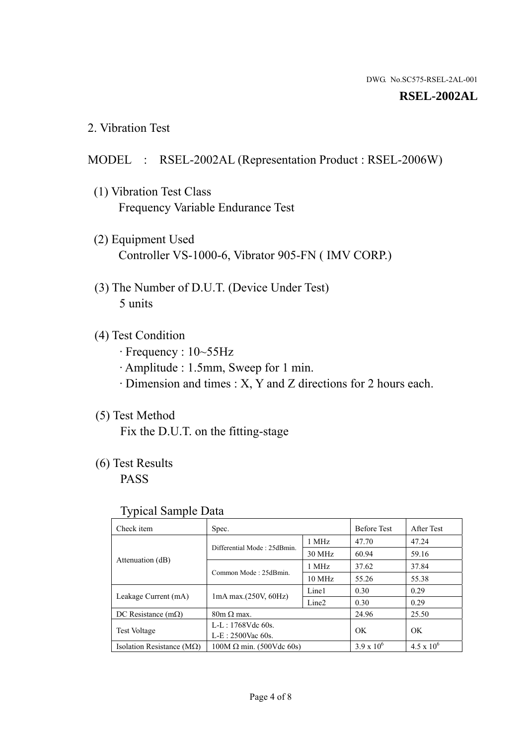DWG. No.SC575-RSEL-2AL-001

**RSEL-2002AL**

## 2. Vibration Test

MODEL : RSEL-2002AL (Representation Product : RSEL-2006W)

(1) Vibration Test Class
Frequency Variable Endurance Test

(2) Equipment Used
Controller VS-1000-6, Vibrator 905-FN ( IMV CORP.)

(3) The Number of D.U.T. (Device Under Test)
5 units

(4) Test Condition
· Frequency : 10~55Hz
· Amplitude : 1.5mm, Sweep for 1 min.
· Dimension and times : X, Y and Z directions for 2 hours each.

(5) Test Method
Fix the D.U.T. on the fitting-stage

(6) Test Results
PASS

Typical Sample Data

| Check item | Spec. | | Before Test | After Test |
|---|---|---|---|---|
| Attenuation (dB) | Differential Mode : 25dBmin. | 1 MHz | 47.70 | 47.24 |
| | | 30 MHz | 60.94 | 59.16 |
| | Common Mode : 25dBmin. | 1 MHz | 37.62 | 37.84 |
| | | 10 MHz | 55.26 | 55.38 |
| Leakage Current (mA) | 1mA max.(250V, 60Hz) | Line1 | 0.30 | 0.29 |
| | | Line2 | 0.30 | 0.29 |
| DC Resistance (mΩ) | 80m Ω max. | | 24.96 | 25.50 |
| Test Voltage | L-L : 1768Vdc 60s.<br>L-E : 2500Vac 60s. | | OK | OK |
| Isolation Resistance (MΩ) | 100M Ω min. (500Vdc 60s) | | $3.9 \times 10^{6}$ | $4.5 \times 10^{6}$ |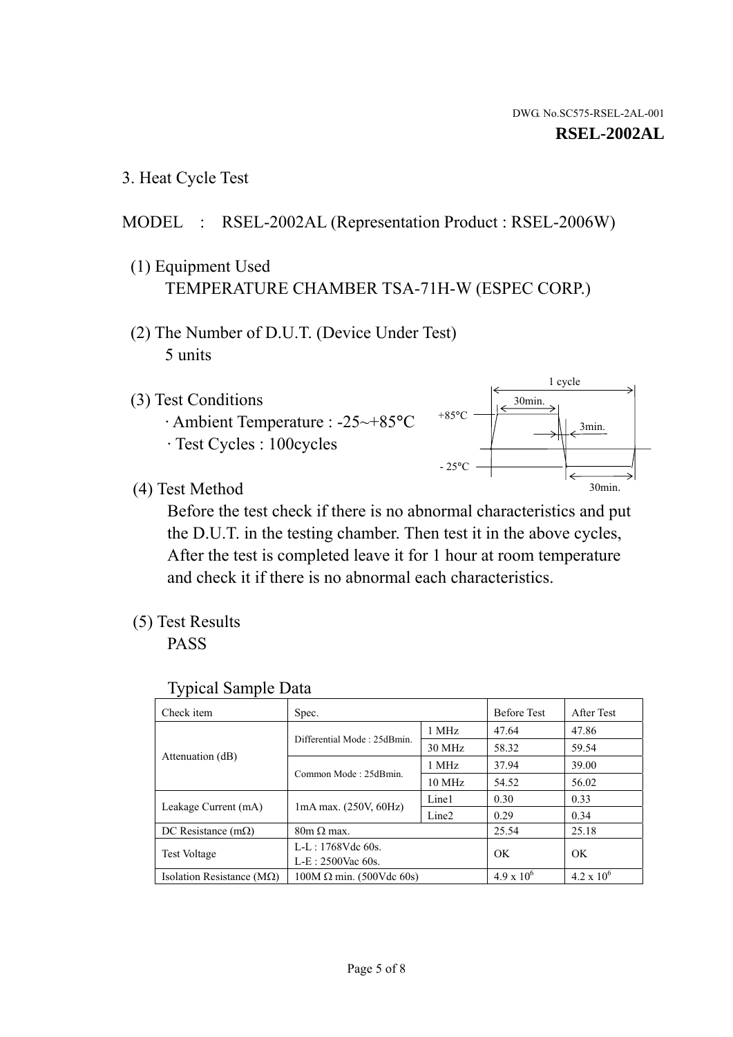DWG. No.SC575-RSEL-2AL-001

**RSEL-2002AL**

## 3. Heat Cycle Test

MODEL : RSEL-2002AL (Representation Product : RSEL-2006W)

(1) Equipment Used
TEMPERATURE CHAMBER TSA-71H-W (ESPEC CORP.)

(2) The Number of D.U.T. (Device Under Test)
5 units

(3) Test Conditions
· Ambient Temperature : -25~+85°C
· Test Cycles : 100cycles

1 cycle
30min.
+85°C
3min.
- 25°C
30min.

(4) Test Method
Before the test check if there is no abnormal characteristics and put the D.U.T. in the testing chamber. Then test it in the above cycles, After the test is completed leave it for 1 hour at room temperature and check it if there is no abnormal each characteristics.

(5) Test Results
PASS

Typical Sample Data

| Check item | Spec. | | Before Test | After Test |
|---|---|---|---|---|
| Attenuation (dB) | Differential Mode : 25dBmin. | 1 MHz | 47.64 | 47.86 |
| | | 30 MHz | 58.32 | 59.54 |
| | Common Mode : 25dBmin. | 1 MHz | 37.94 | 39.00 |
| | | 10 MHz | 54.52 | 56.02 |
| Leakage Current (mA) | 1mA max. (250V, 60Hz) | Line1 | 0.30 | 0.33 |
| | | Line2 | 0.29 | 0.34 |
| DC Resistance (mΩ) | 80m Ω max. | | 25.54 | 25.18 |
| Test Voltage | L-L : 1768Vdc 60s.<br>L-E : 2500Vac 60s. | | OK | OK |
| Isolation Resistance (MΩ) | 100M Ω min. (500Vdc 60s) | | $4.9 \times 10^6$ | $4.2 \times 10^6$ |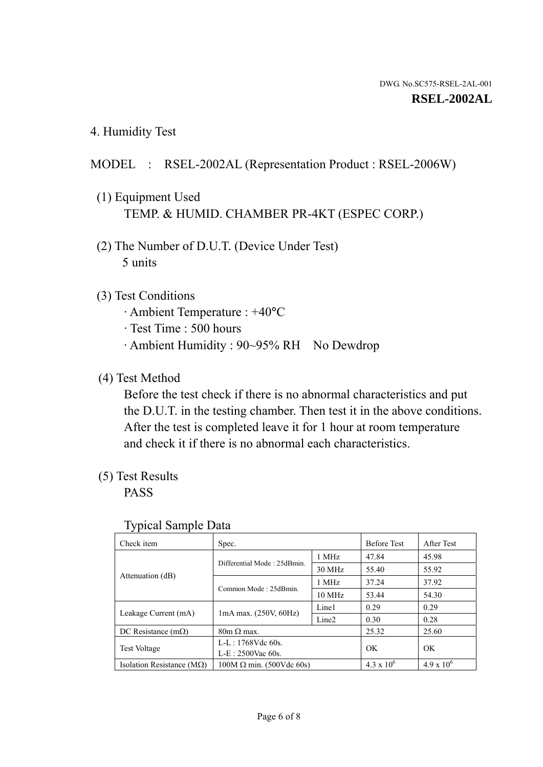DWG. No.SC575-RSEL-2AL-001

**RSEL-2002AL**

## 4. Humidity Test

MODEL : RSEL-2002AL (Representation Product : RSEL-2006W)

(1) Equipment Used
TEMP. & HUMID. CHAMBER PR-4KT (ESPEC CORP.)

(2) The Number of D.U.T. (Device Under Test)
5 units

(3) Test Conditions
- · Ambient Temperature : +40°C
- · Test Time : 500 hours
- · Ambient Humidity : 90~95% RH No Dewdrop

(4) Test Method
Before the test check if there is no abnormal characteristics and put the D.U.T. in the testing chamber. Then test it in the above conditions. After the test is completed leave it for 1 hour at room temperature and check it if there is no abnormal each characteristics.

(5) Test Results
PASS

Typical Sample Data

| Check item | Spec. | | Before Test | After Test |
|---|---|---|---|---|
| Attenuation (dB) | Differential Mode : 25dBmin. | 1 MHz | 47.84 | 45.98 |
| | | 30 MHz | 55.40 | 55.92 |
| | Common Mode : 25dBmin. | 1 MHz | 37.24 | 37.92 |
| | | 10 MHz | 53.44 | 54.30 |
| Leakage Current (mA) | 1mA max. (250V, 60Hz) | Line1 | 0.29 | 0.29 |
| | | Line2 | 0.30 | 0.28 |
| DC Resistance (mΩ) | 80m Ω max. | | 25.32 | 25.60 |
| Test Voltage | L-L : 1768Vdc 60s.<br>L-E : 2500Vac 60s. | | OK | OK |
| Isolation Resistance (MΩ) | 100M Ω min. (500Vdc 60s) | | $4.3 \times 10^6$ | $4.9 \times 10^6$ |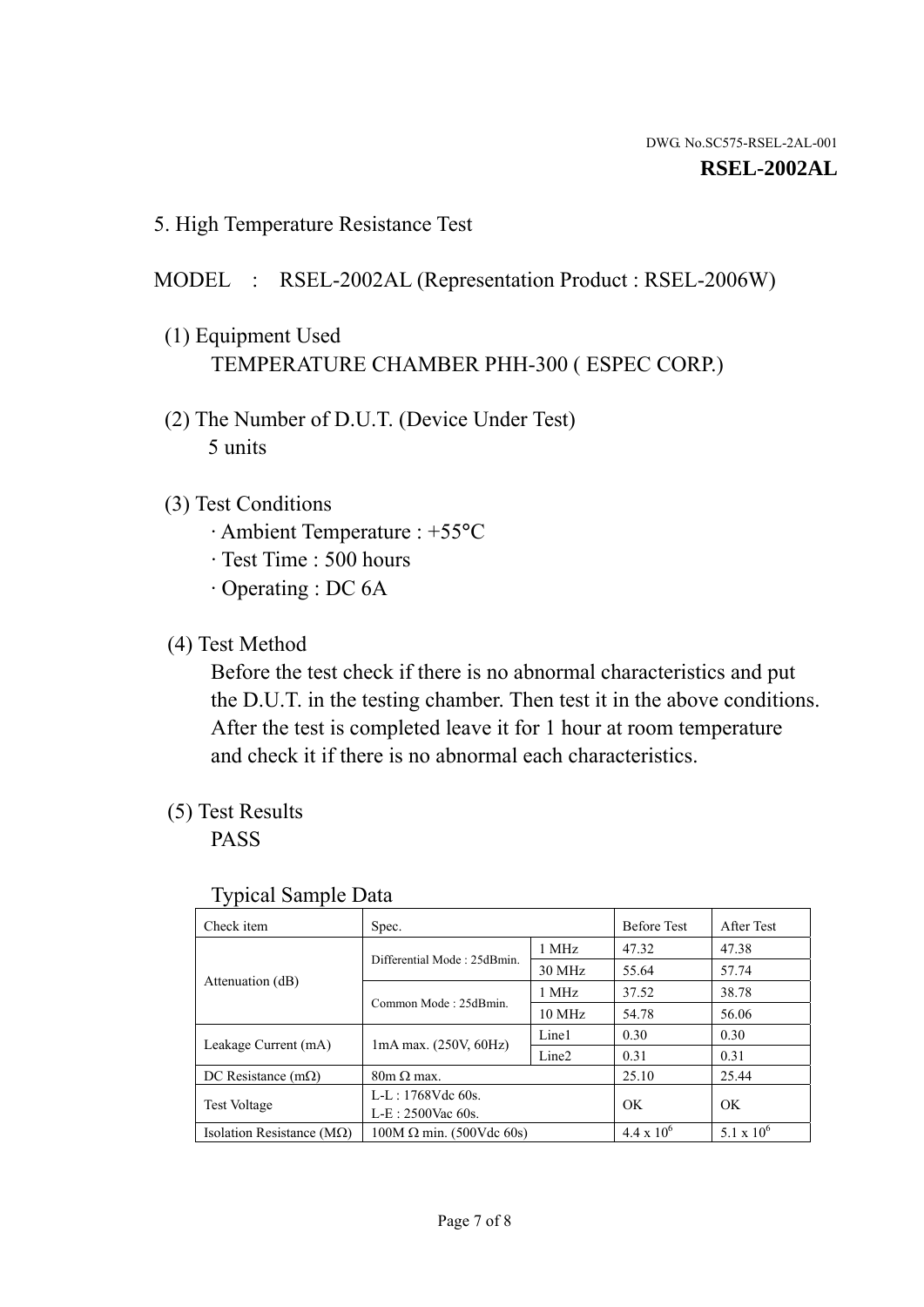DWG. No.SC575-RSEL-2AL-001

**RSEL-2002AL**

## 5. High Temperature Resistance Test

MODEL : RSEL-2002AL (Representation Product : RSEL-2006W)

(1) Equipment Used

TEMPERATURE CHAMBER PHH-300 ( ESPEC CORP.)

(2) The Number of D.U.T. (Device Under Test)

5 units

(3) Test Conditions

- Ambient Temperature : +55°C
- Test Time : 500 hours
- Operating : DC 6A

(4) Test Method

Before the test check if there is no abnormal characteristics and put the D.U.T. in the testing chamber. Then test it in the above conditions. After the test is completed leave it for 1 hour at room temperature and check it if there is no abnormal each characteristics.

(5) Test Results

PASS

Typical Sample Data

| Check item | Spec. | | Before Test | After Test |
|---|---|---|---|---|
| Attenuation (dB) | Differential Mode : 25dBmin. | 1 MHz | 47.32 | 47.38 |
| | | 30 MHz | 55.64 | 57.74 |
| | Common Mode : 25dBmin. | 1 MHz | 37.52 | 38.78 |
| | | 10 MHz | 54.78 | 56.06 |
| Leakage Current (mA) | 1mA max. (250V, 60Hz) | Line1 | 0.30 | 0.30 |
| | | Line2 | 0.31 | 0.31 |
| DC Resistance (mΩ) | 80m Ω max. | | 25.10 | 25.44 |
| Test Voltage | L-L : 1768Vdc 60s.<br>L-E : 2500Vac 60s. | | OK | OK |
| Isolation Resistance (MΩ) | 100M Ω min. (500Vdc 60s) | | $4.4 \times 10^6$ | $5.1 \times 10^6$ |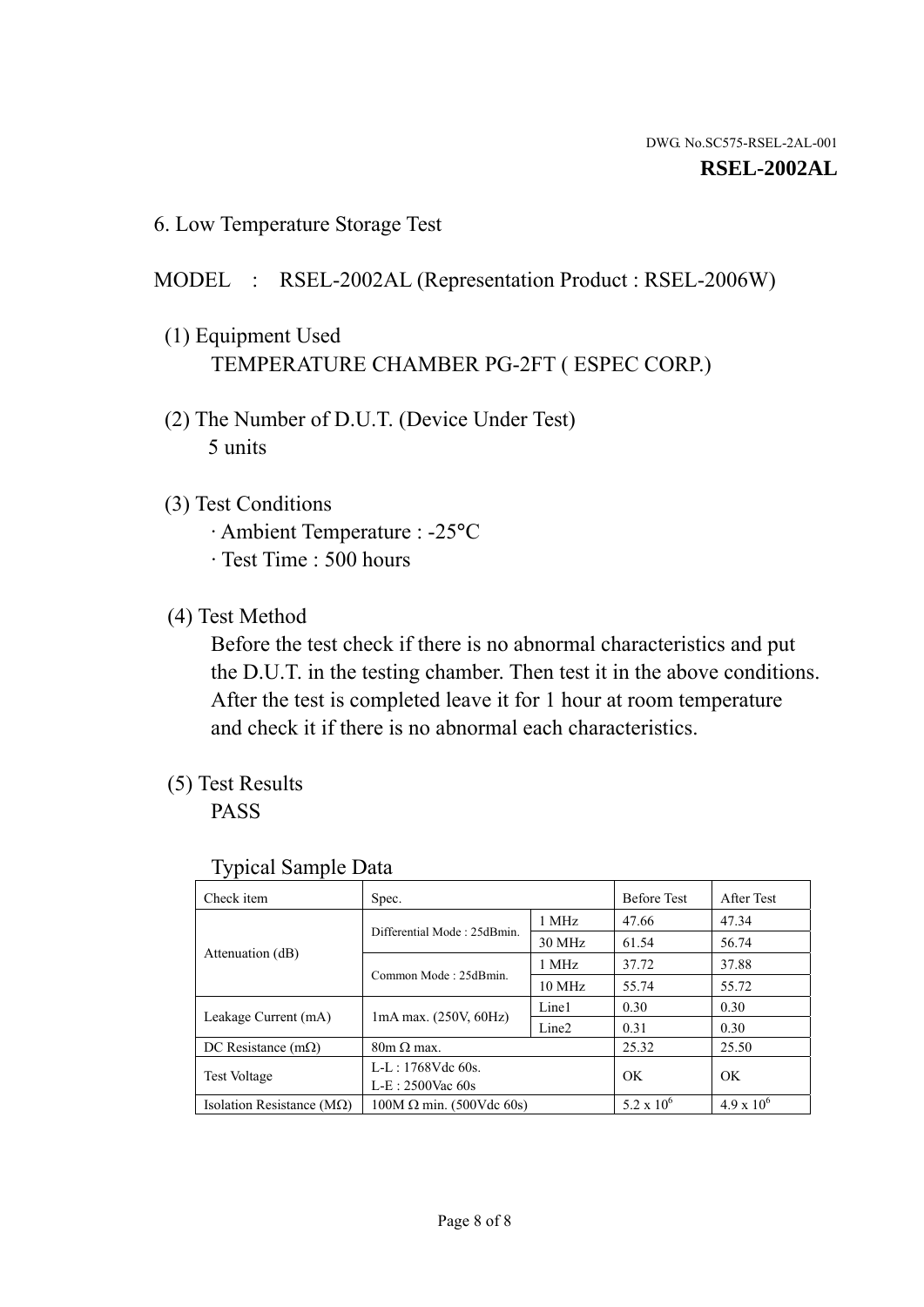DWG. No.SC575-RSEL-2AL-001

**RSEL-2002AL**

## 6. Low Temperature Storage Test

MODEL : RSEL-2002AL (Representation Product : RSEL-2006W)

(1) Equipment Used

TEMPERATURE CHAMBER PG-2FT ( ESPEC CORP.)

(2) The Number of D.U.T. (Device Under Test)

5 units

(3) Test Conditions

· Ambient Temperature : -25°C

· Test Time : 500 hours

(4) Test Method

Before the test check if there is no abnormal characteristics and put the D.U.T. in the testing chamber. Then test it in the above conditions. After the test is completed leave it for 1 hour at room temperature and check it if there is no abnormal each characteristics.

(5) Test Results

PASS

Typical Sample Data

| Check item | Spec. | | Before Test | After Test |
|---|---|---|---|---|
| Attenuation (dB) | Differential Mode : 25dBmin. | 1 MHz | 47.66 | 47.34 |
| | | 30 MHz | 61.54 | 56.74 |
| | Common Mode : 25dBmin. | 1 MHz | 37.72 | 37.88 |
| | | 10 MHz | 55.74 | 55.72 |
| Leakage Current (mA) | 1mA max. (250V, 60Hz) | Line1 | 0.30 | 0.30 |
| | | Line2 | 0.31 | 0.30 |
| DC Resistance (mΩ) | 80m Ω max. | | 25.32 | 25.50 |
| Test Voltage | L-L : 1768Vdc 60s.<br>L-E : 2500Vac 60s | | OK | OK |
| Isolation Resistance (MΩ) | 100M Ω min. (500Vdc 60s) | | $5.2 \times 10^{6}$ | $4.9 \times 10^{6}$ |